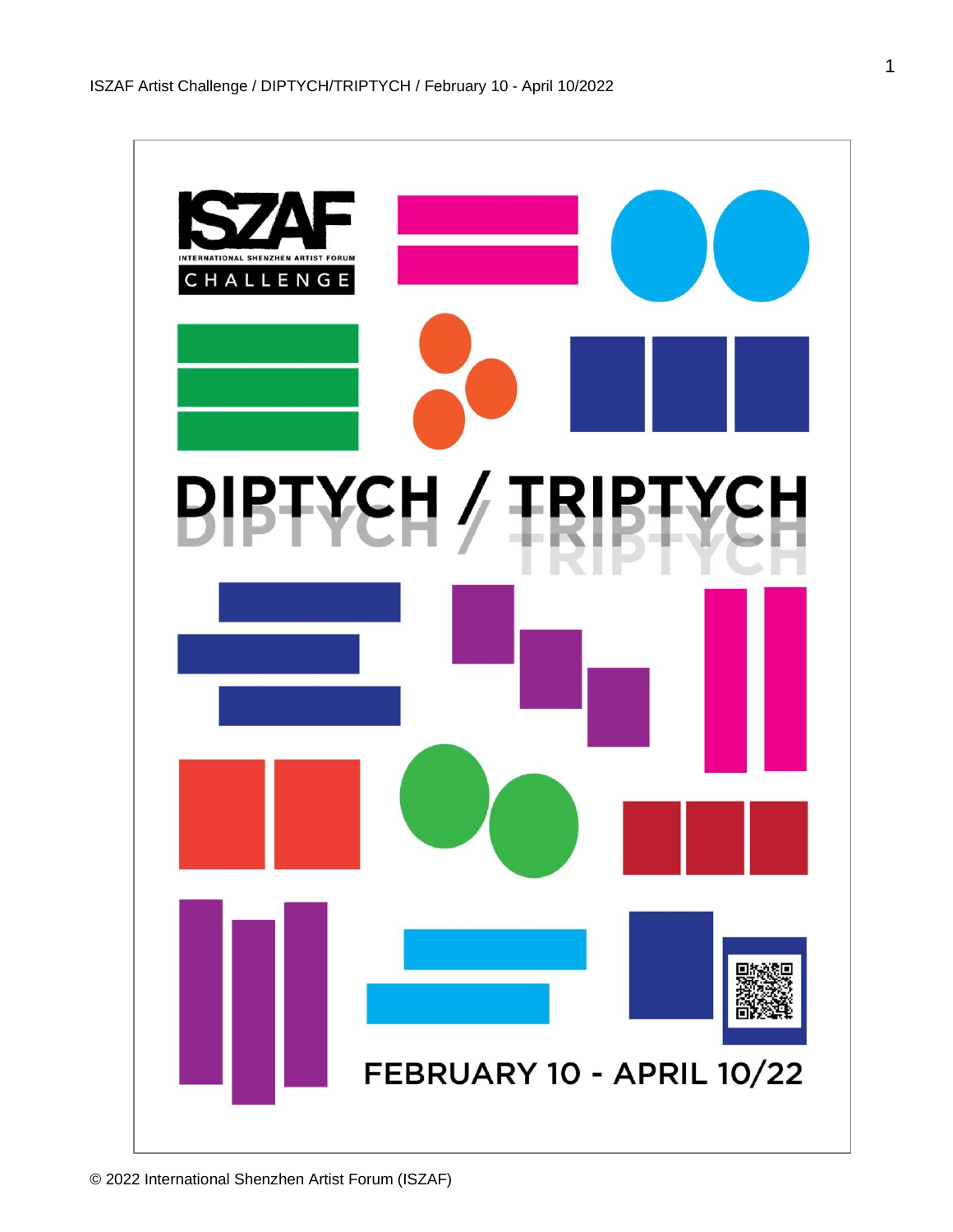ISZAF
INTERNATIONAL SHENZHEN ARTIST FORUM
CHALLENGE

# DIPTYCH / TRIPTYCH

FEBRUARY 10 - APRIL 10/22

© 2022 International Shenzhen Artist Forum (ISZAF)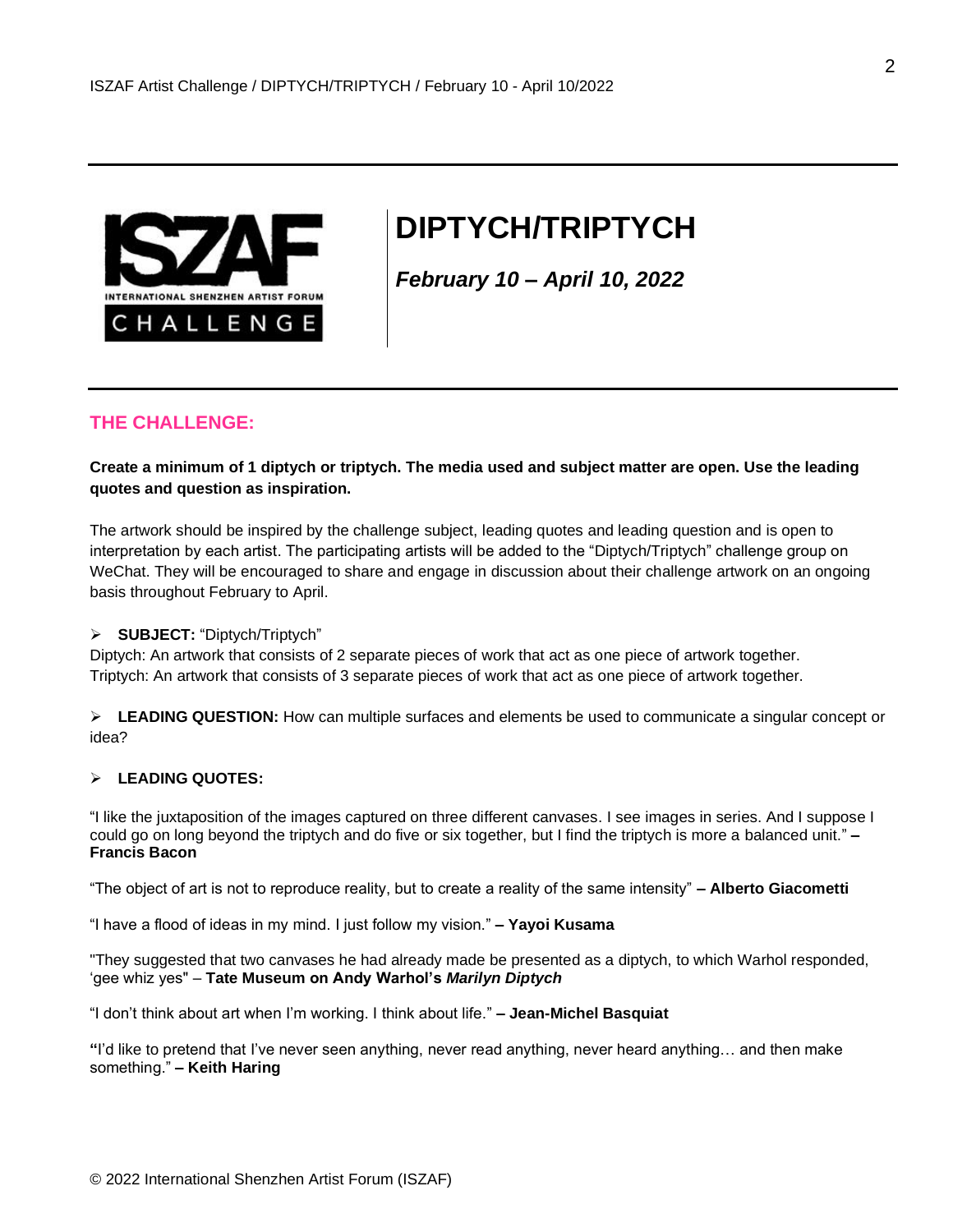# DIPTYCH/TRIPTYCH

***February 10 – April 10, 2022***

## THE CHALLENGE:

**Create a minimum of 1 diptych or triptych. The media used and subject matter are open. Use the leading quotes and question as inspiration.**

The artwork should be inspired by the challenge subject, leading quotes and leading question and is open to interpretation by each artist. The participating artists will be added to the "Diptych/Triptych" challenge group on WeChat. They will be encouraged to share and engage in discussion about their challenge artwork on an ongoing basis throughout February to April.

- **SUBJECT:** "Diptych/Triptych"

Diptych: An artwork that consists of 2 separate pieces of work that act as one piece of artwork together.
Triptych: An artwork that consists of 3 separate pieces of work that act as one piece of artwork together.

- **LEADING QUESTION:** How can multiple surfaces and elements be used to communicate a singular concept or idea?

- **LEADING QUOTES:**

"I like the juxtaposition of the images captured on three different canvases. I see images in series. And I suppose I could go on long beyond the triptych and do five or six together, but I find the triptych is more a balanced unit." **– Francis Bacon**

"The object of art is not to reproduce reality, but to create a reality of the same intensity" **– Alberto Giacometti**

"I have a flood of ideas in my mind. I just follow my vision." **– Yayoi Kusama**

"They suggested that two canvases he had already made be presented as a diptych, to which Warhol responded, 'gee whiz yes" – **Tate Museum on Andy Warhol's *Marilyn Diptych***

"I don't think about art when I'm working. I think about life." **– Jean-Michel Basquiat**

**"**I'd like to pretend that I've never seen anything, never read anything, never heard anything… and then make something." **– Keith Haring**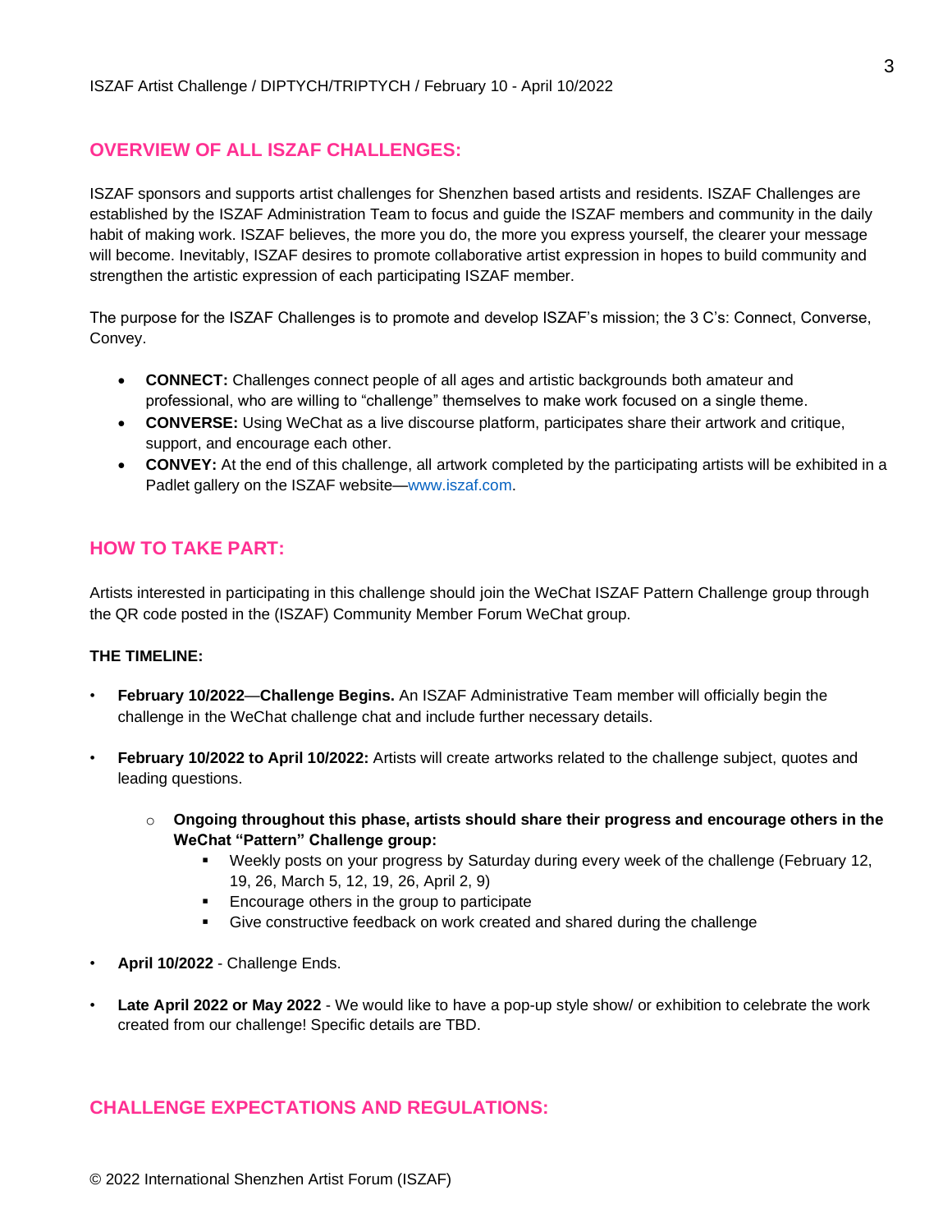## OVERVIEW OF ALL ISZAF CHALLENGES:

ISZAF sponsors and supports artist challenges for Shenzhen based artists and residents. ISZAF Challenges are established by the ISZAF Administration Team to focus and guide the ISZAF members and community in the daily habit of making work. ISZAF believes, the more you do, the more you express yourself, the clearer your message will become. Inevitably, ISZAF desires to promote collaborative artist expression in hopes to build community and strengthen the artistic expression of each participating ISZAF member.

The purpose for the ISZAF Challenges is to promote and develop ISZAF's mission; the 3 C's: Connect, Converse, Convey.

- **CONNECT:** Challenges connect people of all ages and artistic backgrounds both amateur and professional, who are willing to "challenge" themselves to make work focused on a single theme.
- **CONVERSE:** Using WeChat as a live discourse platform, participates share their artwork and critique, support, and encourage each other.
- **CONVEY:** At the end of this challenge, all artwork completed by the participating artists will be exhibited in a Padlet gallery on the ISZAF website—www.iszaf.com.

## HOW TO TAKE PART:

Artists interested in participating in this challenge should join the WeChat ISZAF Pattern Challenge group through the QR code posted in the (ISZAF) Community Member Forum WeChat group.

**THE TIMELINE:**

- **February 10/2022**—**Challenge Begins.** An ISZAF Administrative Team member will officially begin the challenge in the WeChat challenge chat and include further necessary details.

- **February 10/2022 to April 10/2022:** Artists will create artworks related to the challenge subject, quotes and leading questions.

    - **Ongoing throughout this phase, artists should share their progress and encourage others in the WeChat "Pattern" Challenge group:**
        - Weekly posts on your progress by Saturday during every week of the challenge (February 12, 19, 26, March 5, 12, 19, 26, April 2, 9)
        - Encourage others in the group to participate
        - Give constructive feedback on work created and shared during the challenge

- **April 10/2022** - Challenge Ends.

- **Late April 2022 or May 2022** - We would like to have a pop-up style show/ or exhibition to celebrate the work created from our challenge! Specific details are TBD.

## CHALLENGE EXPECTATIONS AND REGULATIONS:

© 2022 International Shenzhen Artist Forum (ISZAF)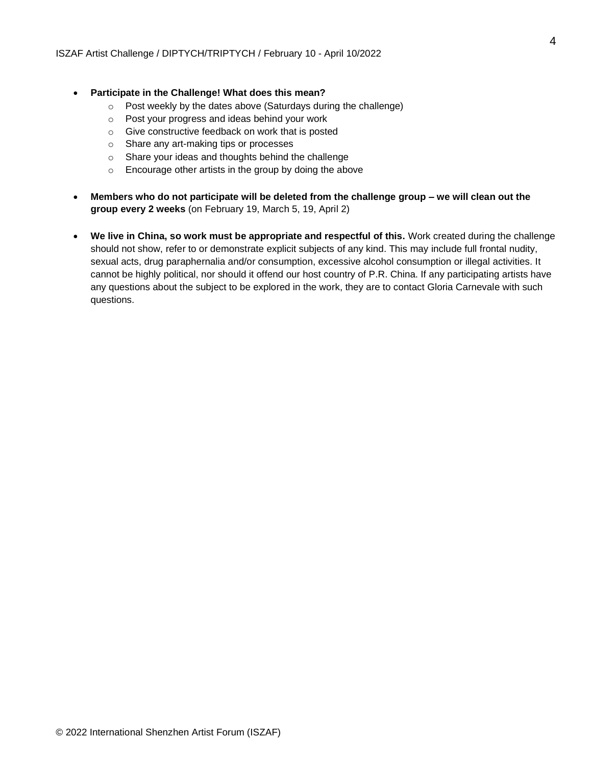- **Participate in the Challenge! What does this mean?**
  - Post weekly by the dates above (Saturdays during the challenge)
  - Post your progress and ideas behind your work
  - Give constructive feedback on work that is posted
  - Share any art-making tips or processes
  - Share your ideas and thoughts behind the challenge
  - Encourage other artists in the group by doing the above

- **Members who do not participate will be deleted from the challenge group – we will clean out the group every 2 weeks** (on February 19, March 5, 19, April 2)

- **We live in China, so work must be appropriate and respectful of this.** Work created during the challenge should not show, refer to or demonstrate explicit subjects of any kind. This may include full frontal nudity, sexual acts, drug paraphernalia and/or consumption, excessive alcohol consumption or illegal activities. It cannot be highly political, nor should it offend our host country of P.R. China. If any participating artists have any questions about the subject to be explored in the work, they are to contact Gloria Carnevale with such questions.